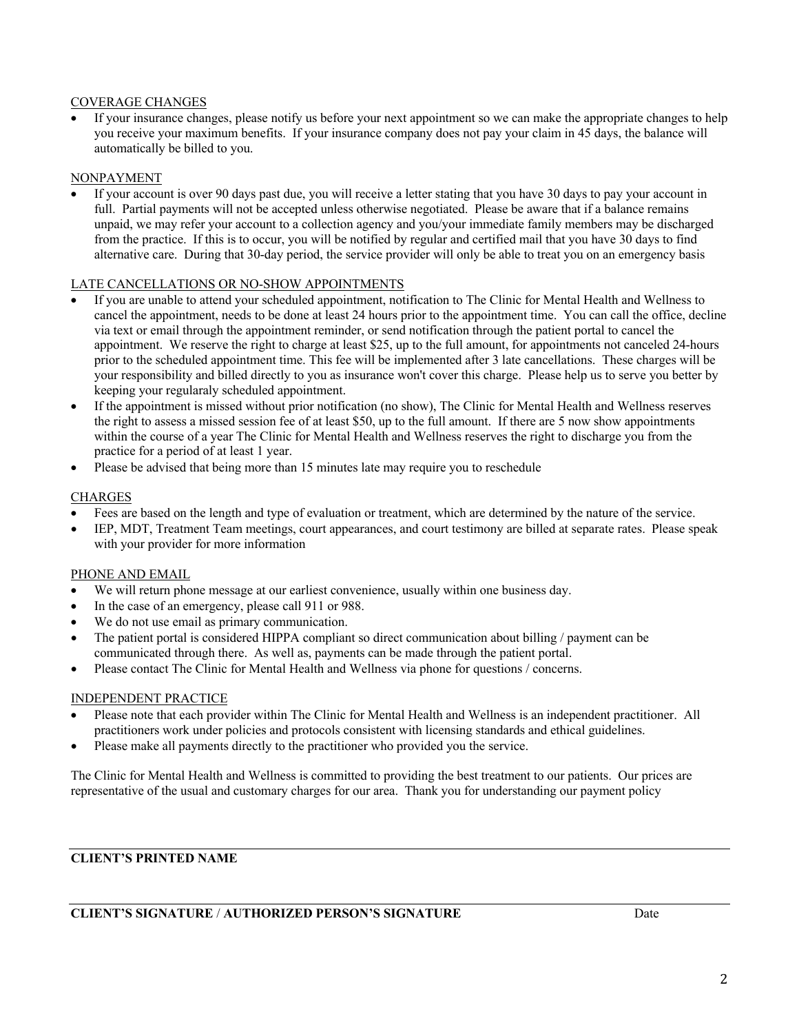COVERAGE CHANGES

- If your insurance changes, please notify us before your next appointment so we can make the appropriate changes to help you receive your maximum benefits. If your insurance company does not pay your claim in 45 days, the balance will automatically be billed to you.

NONPAYMENT

- If your account is over 90 days past due, you will receive a letter stating that you have 30 days to pay your account in full. Partial payments will not be accepted unless otherwise negotiated. Please be aware that if a balance remains unpaid, we may refer your account to a collection agency and you/your immediate family members may be discharged from the practice. If this is to occur, you will be notified by regular and certified mail that you have 30 days to find alternative care. During that 30-day period, the service provider will only be able to treat you on an emergency basis

LATE CANCELLATIONS OR NO-SHOW APPOINTMENTS

- If you are unable to attend your scheduled appointment, notification to The Clinic for Mental Health and Wellness to cancel the appointment, needs to be done at least 24 hours prior to the appointment time. You can call the office, decline via text or email through the appointment reminder, or send notification through the patient portal to cancel the appointment. We reserve the right to charge at least $25, up to the full amount, for appointments not canceled 24-hours prior to the scheduled appointment time. This fee will be implemented after 3 late cancellations. These charges will be your responsibility and billed directly to you as insurance won't cover this charge. Please help us to serve you better by keeping your regularaly scheduled appointment.
- If the appointment is missed without prior notification (no show), The Clinic for Mental Health and Wellness reserves the right to assess a missed session fee of at least $50, up to the full amount. If there are 5 now show appointments within the course of a year The Clinic for Mental Health and Wellness reserves the right to discharge you from the practice for a period of at least 1 year.
- Please be advised that being more than 15 minutes late may require you to reschedule

CHARGES

- Fees are based on the length and type of evaluation or treatment, which are determined by the nature of the service.
- IEP, MDT, Treatment Team meetings, court appearances, and court testimony are billed at separate rates. Please speak with your provider for more information

PHONE AND EMAIL

- We will return phone message at our earliest convenience, usually within one business day.
- In the case of an emergency, please call 911 or 988.
- We do not use email as primary communication.
- The patient portal is considered HIPPA compliant so direct communication about billing / payment can be communicated through there. As well as, payments can be made through the patient portal.
- Please contact The Clinic for Mental Health and Wellness via phone for questions / concerns.

INDEPENDENT PRACTICE

- Please note that each provider within The Clinic for Mental Health and Wellness is an independent practitioner. All practitioners work under policies and protocols consistent with licensing standards and ethical guidelines.
- Please make all payments directly to the practitioner who provided you the service.

The Clinic for Mental Health and Wellness is committed to providing the best treatment to our patients. Our prices are representative of the usual and customary charges for our area. Thank you for understanding our payment policy

---

**CLIENT'S PRINTED NAME**

---

**CLIENT'S SIGNATURE** / **AUTHORIZED PERSON'S SIGNATURE** Date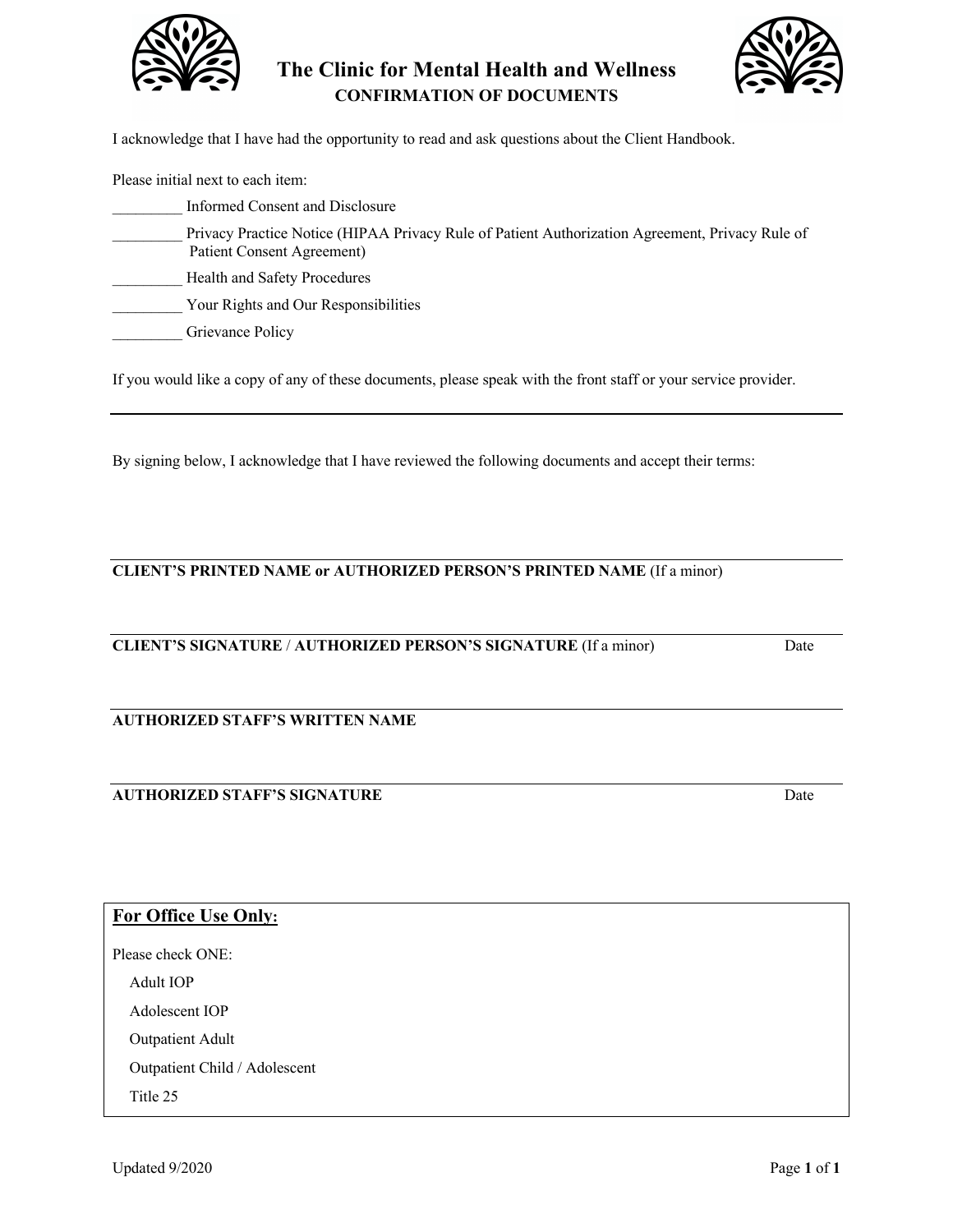# The Clinic for Mental Health and Wellness

## CONFIRMATION OF DOCUMENTS

I acknowledge that I have had the opportunity to read and ask questions about the Client Handbook.

Please initial next to each item:

_________ Informed Consent and Disclosure

_________ Privacy Practice Notice (HIPAA Privacy Rule of Patient Authorization Agreement, Privacy Rule of Patient Consent Agreement)

_________ Health and Safety Procedures

_________ Your Rights and Our Responsibilities

_________ Grievance Policy

If you would like a copy of any of these documents, please speak with the front staff or your service provider.

---

By signing below, I acknowledge that I have reviewed the following documents and accept their terms:

**CLIENT'S PRINTED NAME or AUTHORIZED PERSON'S PRINTED NAME** (If a minor)

**CLIENT'S SIGNATURE** / **AUTHORIZED PERSON'S SIGNATURE** (If a minor) Date

**AUTHORIZED STAFF'S WRITTEN NAME**

**AUTHORIZED STAFF'S SIGNATURE** Date

**For Office Use Only:**

Please check ONE:

- Adult IOP
- Adolescent IOP
- Outpatient Adult
- Outpatient Child / Adolescent
- Title 25

Updated 9/2020